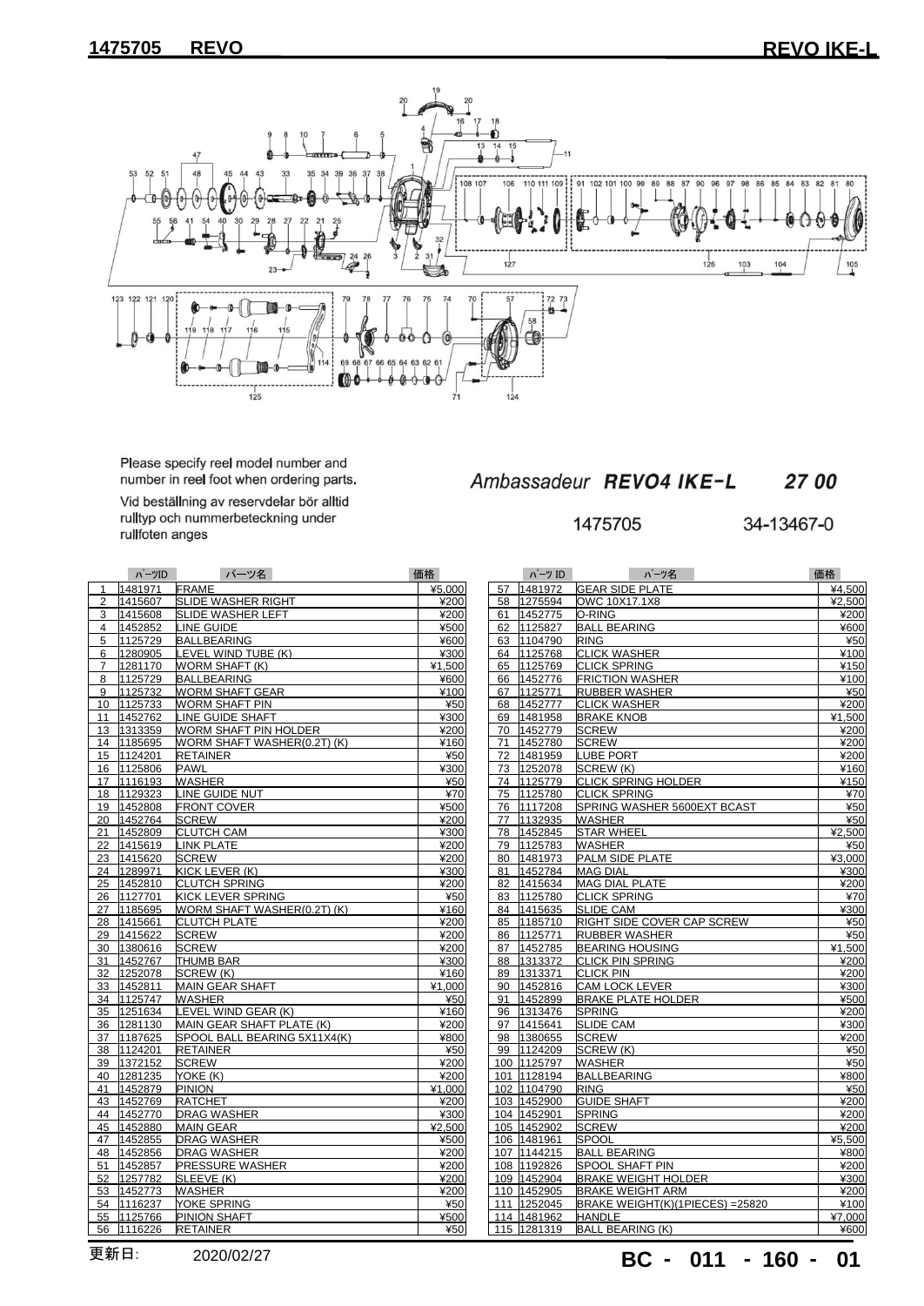# 1475705 REVO

## REVO IKE-L

Please specify reel model number and number in reel foot when ordering parts.

Vid beställning av reservdelar bör alltid rulltyp och nummerbeteckning under rullfoten anges

*Ambassadeur* ***REVO4 IKE-L*** ***27 00***

1475705 34-13467-0

| | ﾊﾟｰﾂID | パーツ名 | 価格 |
|---|---|---|---|
| 1 | 1481971 | FRAME | ¥5,000 |
| 2 | 1415607 | SLIDE WASHER RIGHT | ¥200 |
| 3 | 1415608 | SLIDE WASHER LEFT | ¥200 |
| 4 | 1452852 | LINE GUIDE | ¥500 |
| 5 | 1125729 | BALLBEARING | ¥600 |
| 6 | 1280905 | LEVEL WIND TUBE (K) | ¥300 |
| 7 | 1281170 | WORM SHAFT (K) | ¥1,500 |
| 8 | 1125729 | BALLBEARING | ¥600 |
| 9 | 1125732 | WORM SHAFT GEAR | ¥100 |
| 10 | 1125733 | WORM SHAFT PIN | ¥50 |
| 11 | 1452762 | LINE GUIDE SHAFT | ¥300 |
| 13 | 1313359 | WORM SHAFT PIN HOLDER | ¥200 |
| 14 | 1185695 | WORM SHAFT WASHER(0.2T) (K) | ¥160 |
| 15 | 1124201 | RETAINER | ¥50 |
| 16 | 1125806 | PAWL | ¥300 |
| 17 | 1116193 | WASHER | ¥50 |
| 18 | 1129323 | LINE GUIDE NUT | ¥70 |
| 19 | 1452808 | FRONT COVER | ¥500 |
| 20 | 1452764 | SCREW | ¥200 |
| 21 | 1452809 | CLUTCH CAM | ¥300 |
| 22 | 1415619 | LINK PLATE | ¥200 |
| 23 | 1415620 | SCREW | ¥200 |
| 24 | 1289971 | KICK LEVER (K) | ¥300 |
| 25 | 1452810 | CLUTCH SPRING | ¥200 |
| 26 | 1127701 | KICK LEVER SPRING | ¥50 |
| 27 | 1185695 | WORM SHAFT WASHER(0.2T) (K) | ¥160 |
| 28 | 1415661 | CLUTCH PLATE | ¥200 |
| 29 | 1415622 | SCREW | ¥200 |
| 30 | 1380616 | SCREW | ¥200 |
| 31 | 1452767 | THUMB BAR | ¥300 |
| 32 | 1252078 | SCREW (K) | ¥160 |
| 33 | 1452811 | MAIN GEAR SHAFT | ¥1,000 |
| 34 | 1125747 | WASHER | ¥50 |
| 35 | 1251634 | LEVEL WIND GEAR (K) | ¥160 |
| 36 | 1281130 | MAIN GEAR SHAFT PLATE (K) | ¥200 |
| 37 | 1187625 | SPOOL BALL BEARING 5X11X4(K) | ¥800 |
| 38 | 1124201 | RETAINER | ¥50 |
| 39 | 1372152 | SCREW | ¥200 |
| 40 | 1281235 | YOKE (K) | ¥200 |
| 41 | 1452879 | PINION | ¥1,000 |
| 43 | 1452769 | RATCHET | ¥200 |
| 44 | 1452770 | DRAG WASHER | ¥300 |
| 45 | 1452880 | MAIN GEAR | ¥2,500 |
| 47 | 1452855 | DRAG WASHER | ¥500 |
| 48 | 1452856 | DRAG WASHER | ¥200 |
| 51 | 1452857 | PRESSURE WASHER | ¥200 |
| 52 | 1257782 | SLEEVE (K) | ¥200 |
| 53 | 1452773 | WASHER | ¥200 |
| 54 | 1116237 | YOKE SPRING | ¥50 |
| 55 | 1125766 | PINION SHAFT | ¥500 |
| 56 | 1116226 | RETAINER | ¥50 |
| 57 | 1481972 | GEAR SIDE PLATE | ¥4,500 |
| 58 | 1275594 | OWC 10X17.1X8 | ¥2,500 |
| 61 | 1452775 | O-RING | ¥200 |
| 62 | 1125827 | BALL BEARING | ¥600 |
| 63 | 1104790 | RING | ¥50 |
| 64 | 1125768 | CLICK WASHER | ¥100 |
| 65 | 1125769 | CLICK SPRING | ¥150 |
| 66 | 1452776 | FRICTION WASHER | ¥100 |
| 67 | 1125771 | RUBBER WASHER | ¥50 |
| 68 | 1452777 | CLICK WASHER | ¥200 |
| 69 | 1481958 | BRAKE KNOB | ¥1,500 |
| 70 | 1452779 | SCREW | ¥200 |
| 71 | 1452780 | SCREW | ¥200 |
| 72 | 1481959 | LUBE PORT | ¥200 |
| 73 | 1252078 | SCREW (K) | ¥160 |
| 74 | 1125779 | CLICK SPRING HOLDER | ¥150 |
| 75 | 1125780 | CLICK SPRING | ¥70 |
| 76 | 1117208 | SPRING WASHER 5600EXT BCAST | ¥50 |
| 77 | 1132935 | WASHER | ¥50 |
| 78 | 1452845 | STAR WHEEL | ¥2,500 |
| 79 | 1125783 | WASHER | ¥50 |
| 80 | 1481973 | PALM SIDE PLATE | ¥3,000 |
| 81 | 1452784 | MAG DIAL | ¥300 |
| 82 | 1415634 | MAG DIAL PLATE | ¥200 |
| 83 | 1125780 | CLICK SPRING | ¥70 |
| 84 | 1415635 | SLIDE CAM | ¥300 |
| 85 | 1185710 | RIGHT SIDE COVER CAP SCREW | ¥50 |
| 86 | 1125771 | RUBBER WASHER | ¥50 |
| 87 | 1452785 | BEARING HOUSING | ¥1,500 |
| 88 | 1313372 | CLICK PIN SPRING | ¥200 |
| 89 | 1313371 | CLICK PIN | ¥200 |
| 90 | 1452816 | CAM LOCK LEVER | ¥300 |
| 91 | 1452899 | BRAKE PLATE HOLDER | ¥500 |
| 96 | 1313476 | SPRING | ¥200 |
| 97 | 1415641 | SLIDE CAM | ¥300 |
| 98 | 1380655 | SCREW | ¥200 |
| 99 | 1124209 | SCREW (K) | ¥50 |
| 100 | 1125797 | WASHER | ¥50 |
| 101 | 1128194 | BALLBEARING | ¥800 |
| 102 | 1104790 | RING | ¥50 |
| 103 | 1452900 | GUIDE SHAFT | ¥200 |
| 104 | 1452901 | SPRING | ¥200 |
| 105 | 1452902 | SCREW | ¥200 |
| 106 | 1481961 | SPOOL | ¥5,500 |
| 107 | 1144215 | BALL BEARING | ¥800 |
| 108 | 1192826 | SPOOL SHAFT PIN | ¥200 |
| 109 | 1452904 | BRAKE WEIGHT HOLDER | ¥300 |
| 110 | 1452905 | BRAKE WEIGHT ARM | ¥200 |
| 111 | 1252045 | BRAKE WEIGHT(K)(1PIECES) =25820 | ¥100 |
| 114 | 1481962 | HANDLE | ¥7,000 |
| 115 | 1281319 | BALL BEARING (K) | ¥600 |

更新日: 2020/02/27

**BC - 011 - 160 - 01**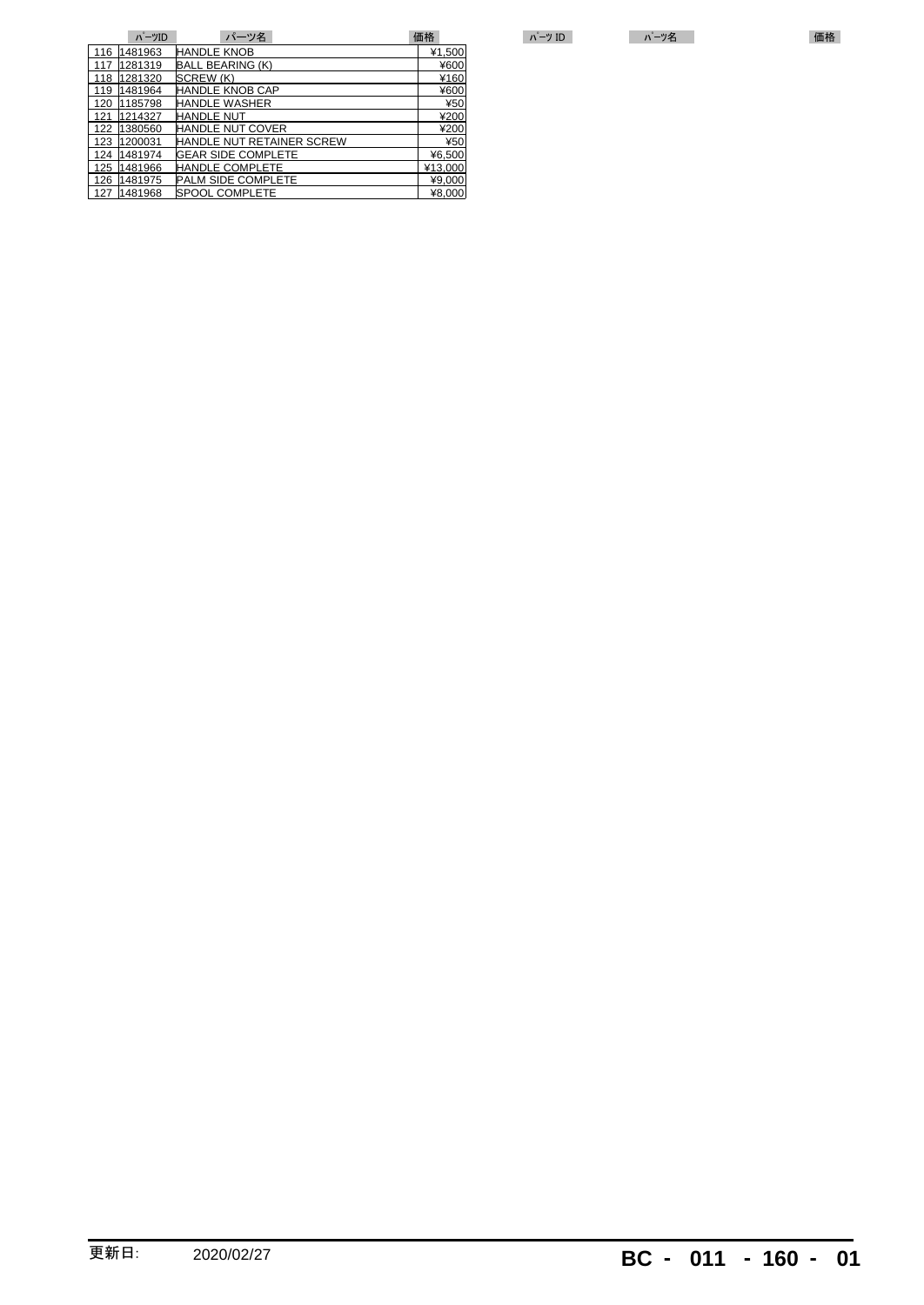| | ﾊﾟｰﾂID | パーツ名 | 価格 | ﾊﾟｰﾂ ID | ﾊﾟｰﾂ名 | 価格 |
|---|---|---|---|---|---|---|
| 116 | 1481963 | HANDLE KNOB | ¥1,500 | | | |
| 117 | 1281319 | BALL BEARING (K) | ¥600 | | | |
| 118 | 1281320 | SCREW (K) | ¥160 | | | |
| 119 | 1481964 | HANDLE KNOB CAP | ¥600 | | | |
| 120 | 1185798 | HANDLE WASHER | ¥50 | | | |
| 121 | 1214327 | HANDLE NUT | ¥200 | | | |
| 122 | 1380560 | HANDLE NUT COVER | ¥200 | | | |
| 123 | 1200031 | HANDLE NUT RETAINER SCREW | ¥50 | | | |
| 124 | 1481974 | GEAR SIDE COMPLETE | ¥6,500 | | | |
| 125 | 1481966 | HANDLE COMPLETE | ¥13,000 | | | |
| 126 | 1481975 | PALM SIDE COMPLETE | ¥9,000 | | | |
| 127 | 1481968 | SPOOL COMPLETE | ¥8,000 | | | |

更新日: 2020/02/27

**BC - 011 - 160 - 01**